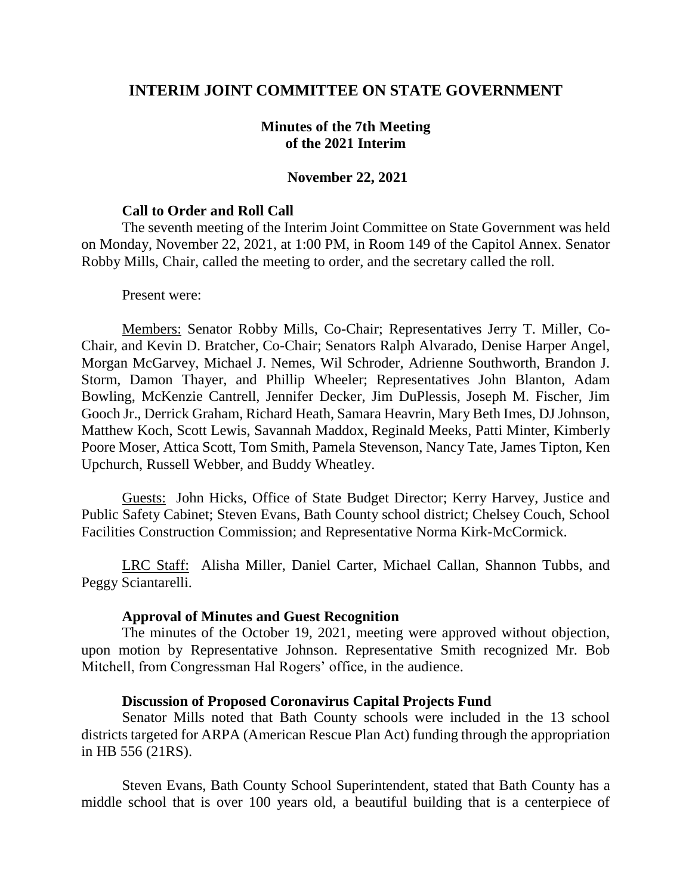# INTERIM JOINT COMMITTEE ON STATE GOVERNMENT

## Minutes of the 7th Meeting of the 2021 Interim

### November 22, 2021

**Call to Order and Roll Call**

The seventh meeting of the Interim Joint Committee on State Government was held on Monday, November 22, 2021, at 1:00 PM, in Room 149 of the Capitol Annex. Senator Robby Mills, Chair, called the meeting to order, and the secretary called the roll.

Present were:

Members: Senator Robby Mills, Co-Chair; Representatives Jerry T. Miller, Co-Chair, and Kevin D. Bratcher, Co-Chair; Senators Ralph Alvarado, Denise Harper Angel, Morgan McGarvey, Michael J. Nemes, Wil Schroder, Adrienne Southworth, Brandon J. Storm, Damon Thayer, and Phillip Wheeler; Representatives John Blanton, Adam Bowling, McKenzie Cantrell, Jennifer Decker, Jim DuPlessis, Joseph M. Fischer, Jim Gooch Jr., Derrick Graham, Richard Heath, Samara Heavrin, Mary Beth Imes, DJ Johnson, Matthew Koch, Scott Lewis, Savannah Maddox, Reginald Meeks, Patti Minter, Kimberly Poore Moser, Attica Scott, Tom Smith, Pamela Stevenson, Nancy Tate, James Tipton, Ken Upchurch, Russell Webber, and Buddy Wheatley.

Guests: John Hicks, Office of State Budget Director; Kerry Harvey, Justice and Public Safety Cabinet; Steven Evans, Bath County school district; Chelsey Couch, School Facilities Construction Commission; and Representative Norma Kirk-McCormick.

LRC Staff: Alisha Miller, Daniel Carter, Michael Callan, Shannon Tubbs, and Peggy Sciantarelli.

**Approval of Minutes and Guest Recognition**

The minutes of the October 19, 2021, meeting were approved without objection, upon motion by Representative Johnson. Representative Smith recognized Mr. Bob Mitchell, from Congressman Hal Rogers' office, in the audience.

**Discussion of Proposed Coronavirus Capital Projects Fund**

Senator Mills noted that Bath County schools were included in the 13 school districts targeted for ARPA (American Rescue Plan Act) funding through the appropriation in HB 556 (21RS).

Steven Evans, Bath County School Superintendent, stated that Bath County has a middle school that is over 100 years old, a beautiful building that is a centerpiece of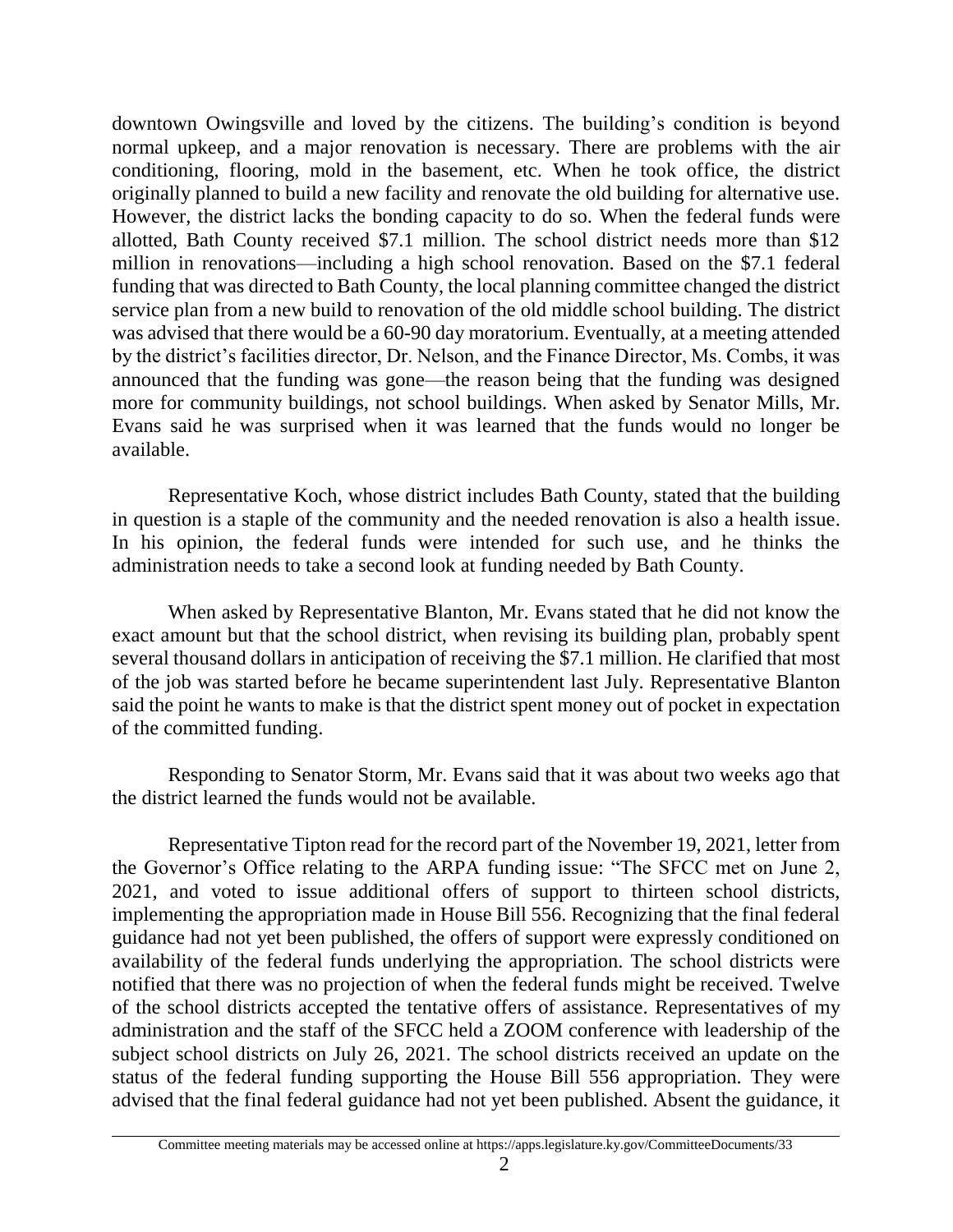downtown Owingsville and loved by the citizens. The building's condition is beyond normal upkeep, and a major renovation is necessary. There are problems with the air conditioning, flooring, mold in the basement, etc. When he took office, the district originally planned to build a new facility and renovate the old building for alternative use. However, the district lacks the bonding capacity to do so. When the federal funds were allotted, Bath County received \$7.1 million. The school district needs more than \$12 million in renovations—including a high school renovation. Based on the \$7.1 federal funding that was directed to Bath County, the local planning committee changed the district service plan from a new build to renovation of the old middle school building. The district was advised that there would be a 60-90 day moratorium. Eventually, at a meeting attended by the district's facilities director, Dr. Nelson, and the Finance Director, Ms. Combs, it was announced that the funding was gone—the reason being that the funding was designed more for community buildings, not school buildings. When asked by Senator Mills, Mr. Evans said he was surprised when it was learned that the funds would no longer be available.

Representative Koch, whose district includes Bath County, stated that the building in question is a staple of the community and the needed renovation is also a health issue. In his opinion, the federal funds were intended for such use, and he thinks the administration needs to take a second look at funding needed by Bath County.

When asked by Representative Blanton, Mr. Evans stated that he did not know the exact amount but that the school district, when revising its building plan, probably spent several thousand dollars in anticipation of receiving the \$7.1 million. He clarified that most of the job was started before he became superintendent last July. Representative Blanton said the point he wants to make is that the district spent money out of pocket in expectation of the committed funding.

Responding to Senator Storm, Mr. Evans said that it was about two weeks ago that the district learned the funds would not be available.

Representative Tipton read for the record part of the November 19, 2021, letter from the Governor's Office relating to the ARPA funding issue: "The SFCC met on June 2, 2021, and voted to issue additional offers of support to thirteen school districts, implementing the appropriation made in House Bill 556. Recognizing that the final federal guidance had not yet been published, the offers of support were expressly conditioned on availability of the federal funds underlying the appropriation. The school districts were notified that there was no projection of when the federal funds might be received. Twelve of the school districts accepted the tentative offers of assistance. Representatives of my administration and the staff of the SFCC held a ZOOM conference with leadership of the subject school districts on July 26, 2021. The school districts received an update on the status of the federal funding supporting the House Bill 556 appropriation. They were advised that the final federal guidance had not yet been published. Absent the guidance, it

Committee meeting materials may be accessed online at https://apps.legislature.ky.gov/CommitteeDocuments/33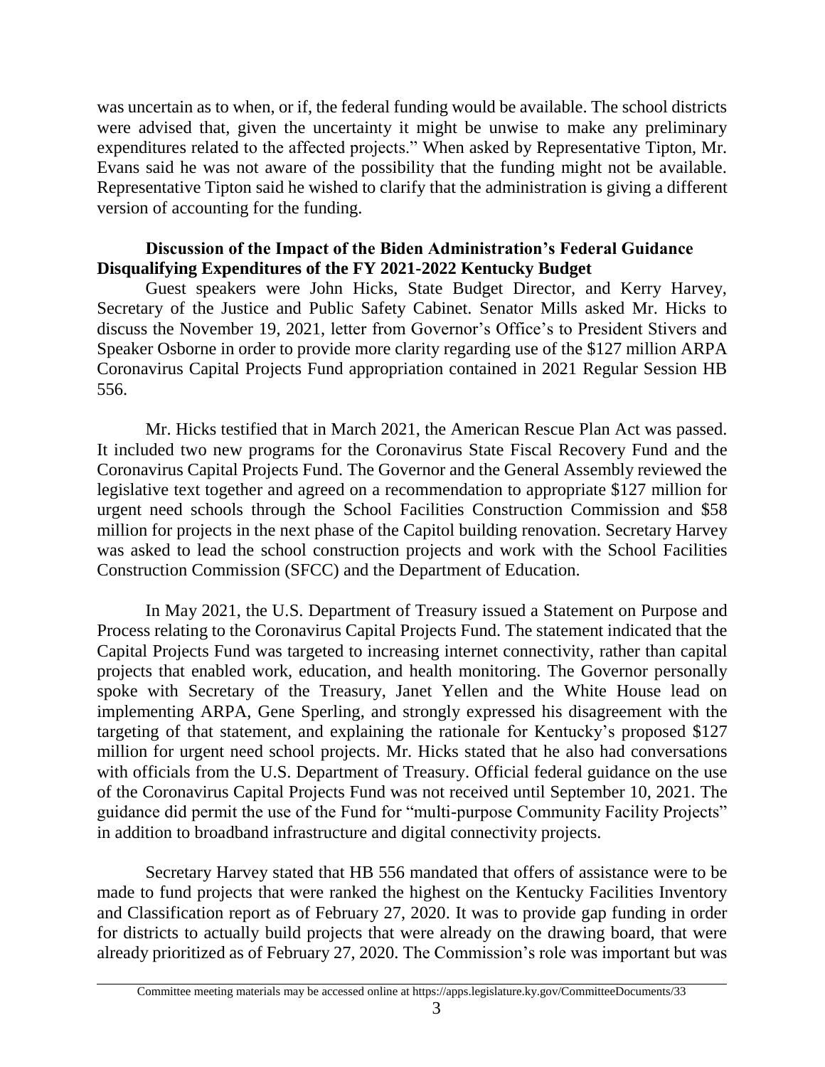was uncertain as to when, or if, the federal funding would be available. The school districts were advised that, given the uncertainty it might be unwise to make any preliminary expenditures related to the affected projects." When asked by Representative Tipton, Mr. Evans said he was not aware of the possibility that the funding might not be available. Representative Tipton said he wished to clarify that the administration is giving a different version of accounting for the funding.

**Discussion of the Impact of the Biden Administration's Federal Guidance Disqualifying Expenditures of the FY 2021-2022 Kentucky Budget**

Guest speakers were John Hicks, State Budget Director, and Kerry Harvey, Secretary of the Justice and Public Safety Cabinet. Senator Mills asked Mr. Hicks to discuss the November 19, 2021, letter from Governor's Office's to President Stivers and Speaker Osborne in order to provide more clarity regarding use of the $127 million ARPA Coronavirus Capital Projects Fund appropriation contained in 2021 Regular Session HB 556.

Mr. Hicks testified that in March 2021, the American Rescue Plan Act was passed. It included two new programs for the Coronavirus State Fiscal Recovery Fund and the Coronavirus Capital Projects Fund. The Governor and the General Assembly reviewed the legislative text together and agreed on a recommendation to appropriate $127 million for urgent need schools through the School Facilities Construction Commission and $58 million for projects in the next phase of the Capitol building renovation. Secretary Harvey was asked to lead the school construction projects and work with the School Facilities Construction Commission (SFCC) and the Department of Education.

In May 2021, the U.S. Department of Treasury issued a Statement on Purpose and Process relating to the Coronavirus Capital Projects Fund. The statement indicated that the Capital Projects Fund was targeted to increasing internet connectivity, rather than capital projects that enabled work, education, and health monitoring. The Governor personally spoke with Secretary of the Treasury, Janet Yellen and the White House lead on implementing ARPA, Gene Sperling, and strongly expressed his disagreement with the targeting of that statement, and explaining the rationale for Kentucky's proposed $127 million for urgent need school projects. Mr. Hicks stated that he also had conversations with officials from the U.S. Department of Treasury. Official federal guidance on the use of the Coronavirus Capital Projects Fund was not received until September 10, 2021. The guidance did permit the use of the Fund for "multi-purpose Community Facility Projects" in addition to broadband infrastructure and digital connectivity projects.

Secretary Harvey stated that HB 556 mandated that offers of assistance were to be made to fund projects that were ranked the highest on the Kentucky Facilities Inventory and Classification report as of February 27, 2020. It was to provide gap funding in order for districts to actually build projects that were already on the drawing board, that were already prioritized as of February 27, 2020. The Commission's role was important but was

Committee meeting materials may be accessed online at https://apps.legislature.ky.gov/CommitteeDocuments/33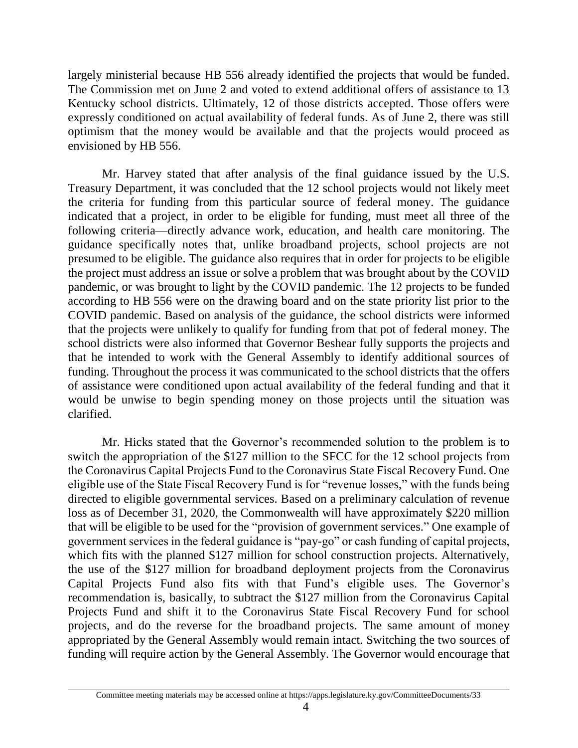largely ministerial because HB 556 already identified the projects that would be funded. The Commission met on June 2 and voted to extend additional offers of assistance to 13 Kentucky school districts. Ultimately, 12 of those districts accepted. Those offers were expressly conditioned on actual availability of federal funds. As of June 2, there was still optimism that the money would be available and that the projects would proceed as envisioned by HB 556.

Mr. Harvey stated that after analysis of the final guidance issued by the U.S. Treasury Department, it was concluded that the 12 school projects would not likely meet the criteria for funding from this particular source of federal money. The guidance indicated that a project, in order to be eligible for funding, must meet all three of the following criteria—directly advance work, education, and health care monitoring. The guidance specifically notes that, unlike broadband projects, school projects are not presumed to be eligible. The guidance also requires that in order for projects to be eligible the project must address an issue or solve a problem that was brought about by the COVID pandemic, or was brought to light by the COVID pandemic. The 12 projects to be funded according to HB 556 were on the drawing board and on the state priority list prior to the COVID pandemic. Based on analysis of the guidance, the school districts were informed that the projects were unlikely to qualify for funding from that pot of federal money. The school districts were also informed that Governor Beshear fully supports the projects and that he intended to work with the General Assembly to identify additional sources of funding. Throughout the process it was communicated to the school districts that the offers of assistance were conditioned upon actual availability of the federal funding and that it would be unwise to begin spending money on those projects until the situation was clarified.

Mr. Hicks stated that the Governor's recommended solution to the problem is to switch the appropriation of the $127 million to the SFCC for the 12 school projects from the Coronavirus Capital Projects Fund to the Coronavirus State Fiscal Recovery Fund. One eligible use of the State Fiscal Recovery Fund is for "revenue losses," with the funds being directed to eligible governmental services. Based on a preliminary calculation of revenue loss as of December 31, 2020, the Commonwealth will have approximately $220 million that will be eligible to be used for the "provision of government services." One example of government services in the federal guidance is "pay-go" or cash funding of capital projects, which fits with the planned $127 million for school construction projects. Alternatively, the use of the $127 million for broadband deployment projects from the Coronavirus Capital Projects Fund also fits with that Fund's eligible uses. The Governor's recommendation is, basically, to subtract the $127 million from the Coronavirus Capital Projects Fund and shift it to the Coronavirus State Fiscal Recovery Fund for school projects, and do the reverse for the broadband projects. The same amount of money appropriated by the General Assembly would remain intact. Switching the two sources of funding will require action by the General Assembly. The Governor would encourage that

Committee meeting materials may be accessed online at https://apps.legislature.ky.gov/CommitteeDocuments/33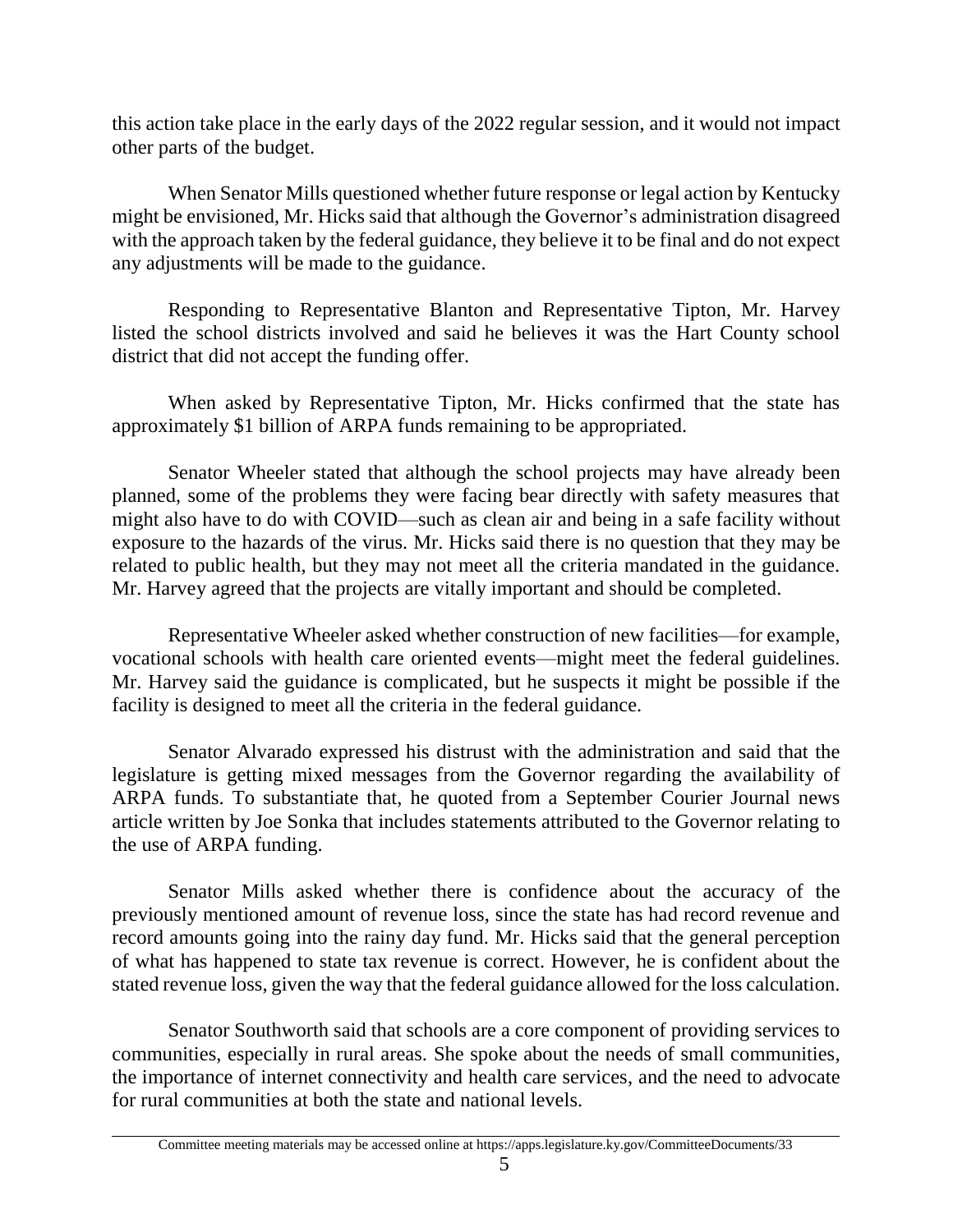this action take place in the early days of the 2022 regular session, and it would not impact other parts of the budget.

When Senator Mills questioned whether future response or legal action by Kentucky might be envisioned, Mr. Hicks said that although the Governor's administration disagreed with the approach taken by the federal guidance, they believe it to be final and do not expect any adjustments will be made to the guidance.

Responding to Representative Blanton and Representative Tipton, Mr. Harvey listed the school districts involved and said he believes it was the Hart County school district that did not accept the funding offer.

When asked by Representative Tipton, Mr. Hicks confirmed that the state has approximately $1 billion of ARPA funds remaining to be appropriated.

Senator Wheeler stated that although the school projects may have already been planned, some of the problems they were facing bear directly with safety measures that might also have to do with COVID—such as clean air and being in a safe facility without exposure to the hazards of the virus. Mr. Hicks said there is no question that they may be related to public health, but they may not meet all the criteria mandated in the guidance. Mr. Harvey agreed that the projects are vitally important and should be completed.

Representative Wheeler asked whether construction of new facilities—for example, vocational schools with health care oriented events—might meet the federal guidelines. Mr. Harvey said the guidance is complicated, but he suspects it might be possible if the facility is designed to meet all the criteria in the federal guidance.

Senator Alvarado expressed his distrust with the administration and said that the legislature is getting mixed messages from the Governor regarding the availability of ARPA funds. To substantiate that, he quoted from a September Courier Journal news article written by Joe Sonka that includes statements attributed to the Governor relating to the use of ARPA funding.

Senator Mills asked whether there is confidence about the accuracy of the previously mentioned amount of revenue loss, since the state has had record revenue and record amounts going into the rainy day fund. Mr. Hicks said that the general perception of what has happened to state tax revenue is correct. However, he is confident about the stated revenue loss, given the way that the federal guidance allowed for the loss calculation.

Senator Southworth said that schools are a core component of providing services to communities, especially in rural areas. She spoke about the needs of small communities, the importance of internet connectivity and health care services, and the need to advocate for rural communities at both the state and national levels.

Committee meeting materials may be accessed online at https://apps.legislature.ky.gov/CommitteeDocuments/33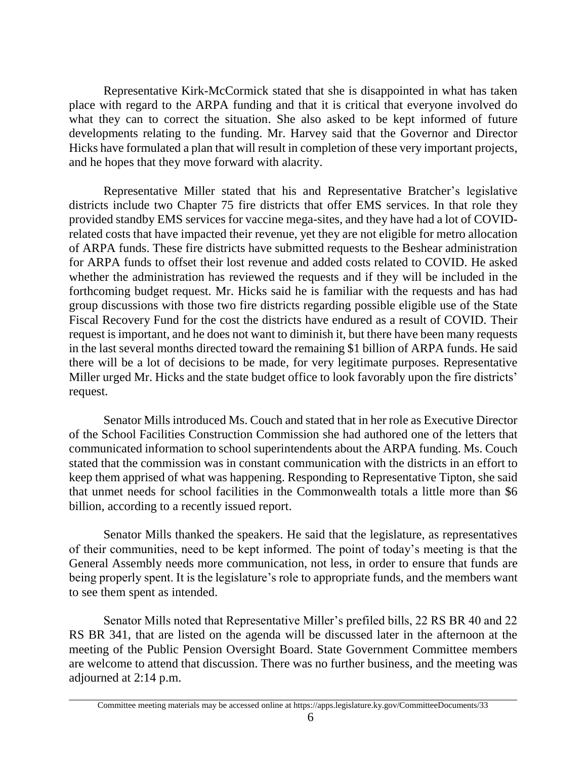Representative Kirk-McCormick stated that she is disappointed in what has taken place with regard to the ARPA funding and that it is critical that everyone involved do what they can to correct the situation. She also asked to be kept informed of future developments relating to the funding. Mr. Harvey said that the Governor and Director Hicks have formulated a plan that will result in completion of these very important projects, and he hopes that they move forward with alacrity.

Representative Miller stated that his and Representative Bratcher's legislative districts include two Chapter 75 fire districts that offer EMS services. In that role they provided standby EMS services for vaccine mega-sites, and they have had a lot of COVID-related costs that have impacted their revenue, yet they are not eligible for metro allocation of ARPA funds. These fire districts have submitted requests to the Beshear administration for ARPA funds to offset their lost revenue and added costs related to COVID. He asked whether the administration has reviewed the requests and if they will be included in the forthcoming budget request. Mr. Hicks said he is familiar with the requests and has had group discussions with those two fire districts regarding possible eligible use of the State Fiscal Recovery Fund for the cost the districts have endured as a result of COVID. Their request is important, and he does not want to diminish it, but there have been many requests in the last several months directed toward the remaining $1 billion of ARPA funds. He said there will be a lot of decisions to be made, for very legitimate purposes. Representative Miller urged Mr. Hicks and the state budget office to look favorably upon the fire districts' request.

Senator Mills introduced Ms. Couch and stated that in her role as Executive Director of the School Facilities Construction Commission she had authored one of the letters that communicated information to school superintendents about the ARPA funding. Ms. Couch stated that the commission was in constant communication with the districts in an effort to keep them apprised of what was happening. Responding to Representative Tipton, she said that unmet needs for school facilities in the Commonwealth totals a little more than $6 billion, according to a recently issued report.

Senator Mills thanked the speakers. He said that the legislature, as representatives of their communities, need to be kept informed. The point of today's meeting is that the General Assembly needs more communication, not less, in order to ensure that funds are being properly spent. It is the legislature's role to appropriate funds, and the members want to see them spent as intended.

Senator Mills noted that Representative Miller's prefiled bills, 22 RS BR 40 and 22 RS BR 341, that are listed on the agenda will be discussed later in the afternoon at the meeting of the Public Pension Oversight Board. State Government Committee members are welcome to attend that discussion. There was no further business, and the meeting was adjourned at 2:14 p.m.